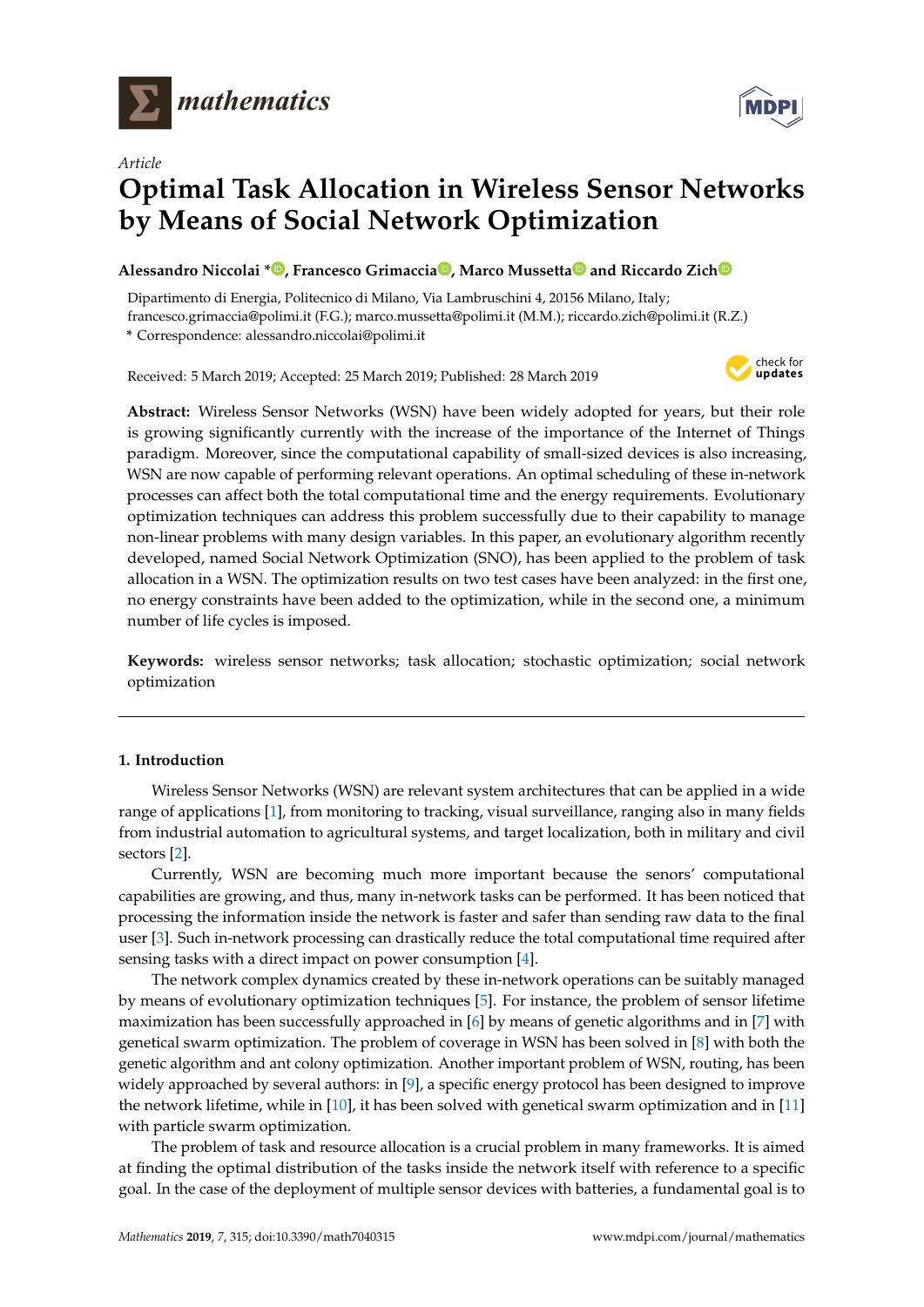*Article*

# Optimal Task Allocation in Wireless Sensor Networks by Means of Social Network Optimization

**Alessandro Niccolai \*, Francesco Grimaccia, Marco Mussetta and Riccardo Zich**

Dipartimento di Energia, Politecnico di Milano, Via Lambruschini 4, 20156 Milano, Italy; francesco.grimaccia@polimi.it (F.G.); marco.mussetta@polimi.it (M.M.); riccardo.zich@polimi.it (R.Z.)

\* Correspondence: alessandro.niccolai@polimi.it

Received: 5 March 2019; Accepted: 25 March 2019; Published: 28 March 2019

**Abstract:** Wireless Sensor Networks (WSN) have been widely adopted for years, but their role is growing significantly currently with the increase of the importance of the Internet of Things paradigm. Moreover, since the computational capability of small-sized devices is also increasing, WSN are now capable of performing relevant operations. An optimal scheduling of these in-network processes can affect both the total computational time and the energy requirements. Evolutionary optimization techniques can address this problem successfully due to their capability to manage non-linear problems with many design variables. In this paper, an evolutionary algorithm recently developed, named Social Network Optimization (SNO), has been applied to the problem of task allocation in a WSN. The optimization results on two test cases have been analyzed: in the first one, no energy constraints have been added to the optimization, while in the second one, a minimum number of life cycles is imposed.

**Keywords:** wireless sensor networks; task allocation; stochastic optimization; social network optimization

## 1. Introduction

Wireless Sensor Networks (WSN) are relevant system architectures that can be applied in a wide range of applications [1], from monitoring to tracking, visual surveillance, ranging also in many fields from industrial automation to agricultural systems, and target localization, both in military and civil sectors [2].

Currently, WSN are becoming much more important because the senors' computational capabilities are growing, and thus, many in-network tasks can be performed. It has been noticed that processing the information inside the network is faster and safer than sending raw data to the final user [3]. Such in-network processing can drastically reduce the total computational time required after sensing tasks with a direct impact on power consumption [4].

The network complex dynamics created by these in-network operations can be suitably managed by means of evolutionary optimization techniques [5]. For instance, the problem of sensor lifetime maximization has been successfully approached in [6] by means of genetic algorithms and in [7] with genetical swarm optimization. The problem of coverage in WSN has been solved in [8] with both the genetic algorithm and ant colony optimization. Another important problem of WSN, routing, has been widely approached by several authors: in [9], a specific energy protocol has been designed to improve the network lifetime, while in [10], it has been solved with genetical swarm optimization and in [11] with particle swarm optimization.

The problem of task and resource allocation is a crucial problem in many frameworks. It is aimed at finding the optimal distribution of the tasks inside the network itself with reference to a specific goal. In the case of the deployment of multiple sensor devices with batteries, a fundamental goal is to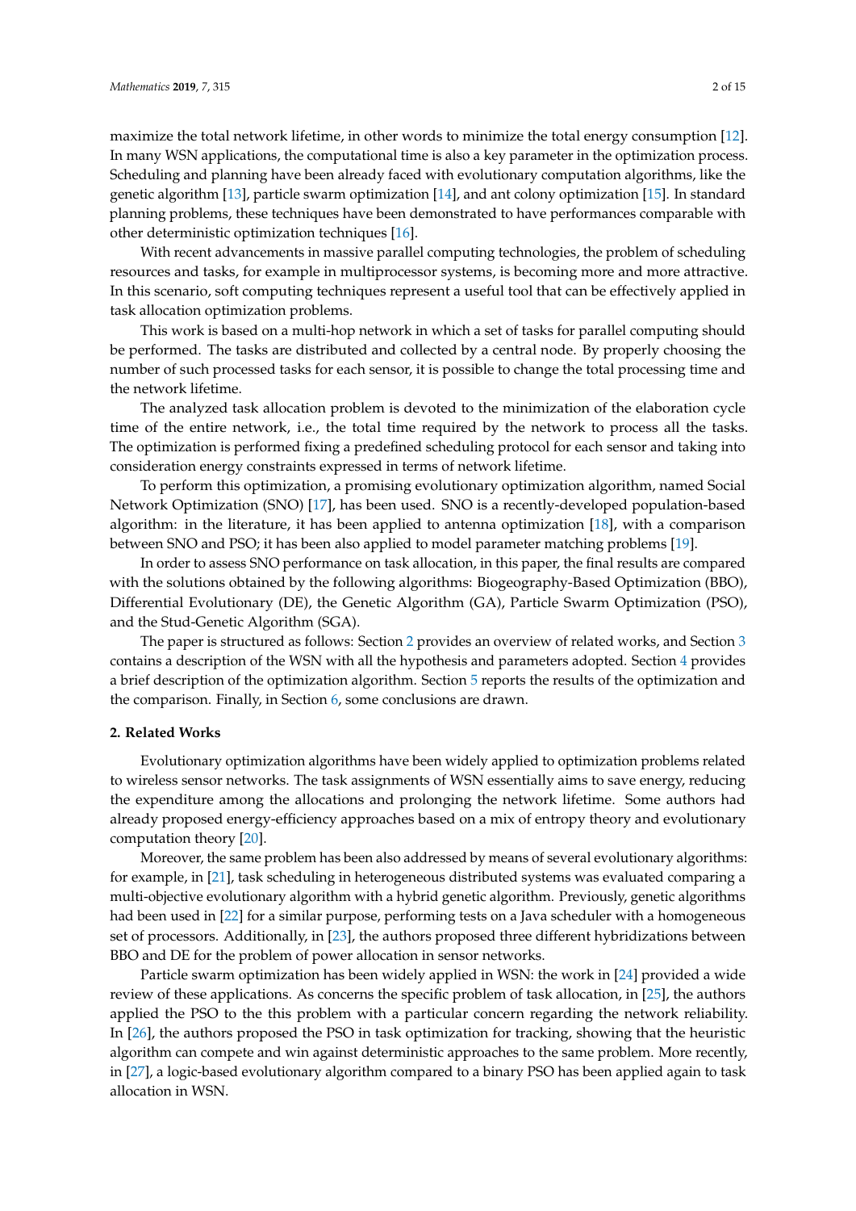maximize the total network lifetime, in other words to minimize the total energy consumption [12]. In many WSN applications, the computational time is also a key parameter in the optimization process. Scheduling and planning have been already faced with evolutionary computation algorithms, like the genetic algorithm [13], particle swarm optimization [14], and ant colony optimization [15]. In standard planning problems, these techniques have been demonstrated to have performances comparable with other deterministic optimization techniques [16].

With recent advancements in massive parallel computing technologies, the problem of scheduling resources and tasks, for example in multiprocessor systems, is becoming more and more attractive. In this scenario, soft computing techniques represent a useful tool that can be effectively applied in task allocation optimization problems.

This work is based on a multi-hop network in which a set of tasks for parallel computing should be performed. The tasks are distributed and collected by a central node. By properly choosing the number of such processed tasks for each sensor, it is possible to change the total processing time and the network lifetime.

The analyzed task allocation problem is devoted to the minimization of the elaboration cycle time of the entire network, i.e., the total time required by the network to process all the tasks. The optimization is performed fixing a predefined scheduling protocol for each sensor and taking into consideration energy constraints expressed in terms of network lifetime.

To perform this optimization, a promising evolutionary optimization algorithm, named Social Network Optimization (SNO) [17], has been used. SNO is a recently-developed population-based algorithm: in the literature, it has been applied to antenna optimization [18], with a comparison between SNO and PSO; it has been also applied to model parameter matching problems [19].

In order to assess SNO performance on task allocation, in this paper, the final results are compared with the solutions obtained by the following algorithms: Biogeography-Based Optimization (BBO), Differential Evolutionary (DE), the Genetic Algorithm (GA), Particle Swarm Optimization (PSO), and the Stud-Genetic Algorithm (SGA).

The paper is structured as follows: Section 2 provides an overview of related works, and Section 3 contains a description of the WSN with all the hypothesis and parameters adopted. Section 4 provides a brief description of the optimization algorithm. Section 5 reports the results of the optimization and the comparison. Finally, in Section 6, some conclusions are drawn.

## 2. Related Works

Evolutionary optimization algorithms have been widely applied to optimization problems related to wireless sensor networks. The task assignments of WSN essentially aims to save energy, reducing the expenditure among the allocations and prolonging the network lifetime. Some authors had already proposed energy-efficiency approaches based on a mix of entropy theory and evolutionary computation theory [20].

Moreover, the same problem has been also addressed by means of several evolutionary algorithms: for example, in [21], task scheduling in heterogeneous distributed systems was evaluated comparing a multi-objective evolutionary algorithm with a hybrid genetic algorithm. Previously, genetic algorithms had been used in [22] for a similar purpose, performing tests on a Java scheduler with a homogeneous set of processors. Additionally, in [23], the authors proposed three different hybridizations between BBO and DE for the problem of power allocation in sensor networks.

Particle swarm optimization has been widely applied in WSN: the work in [24] provided a wide review of these applications. As concerns the specific problem of task allocation, in [25], the authors applied the PSO to the this problem with a particular concern regarding the network reliability. In [26], the authors proposed the PSO in task optimization for tracking, showing that the heuristic algorithm can compete and win against deterministic approaches to the same problem. More recently, in [27], a logic-based evolutionary algorithm compared to a binary PSO has been applied again to task allocation in WSN.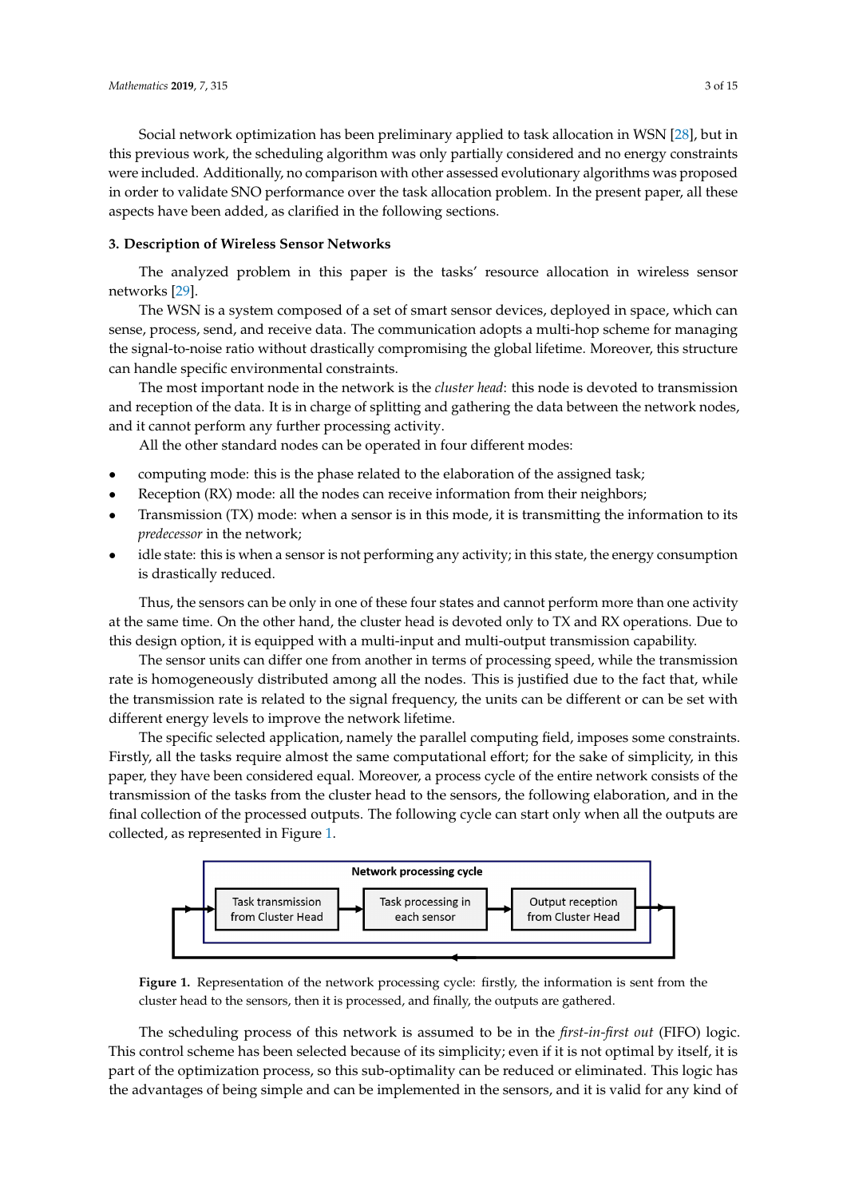Social network optimization has been preliminary applied to task allocation in WSN [28], but in this previous work, the scheduling algorithm was only partially considered and no energy constraints were included. Additionally, no comparison with other assessed evolutionary algorithms was proposed in order to validate SNO performance over the task allocation problem. In the present paper, all these aspects have been added, as clarified in the following sections.

## 3. Description of Wireless Sensor Networks

The analyzed problem in this paper is the tasks' resource allocation in wireless sensor networks [29].

The WSN is a system composed of a set of smart sensor devices, deployed in space, which can sense, process, send, and receive data. The communication adopts a multi-hop scheme for managing the signal-to-noise ratio without drastically compromising the global lifetime. Moreover, this structure can handle specific environmental constraints.

The most important node in the network is the *cluster head*: this node is devoted to transmission and reception of the data. It is in charge of splitting and gathering the data between the network nodes, and it cannot perform any further processing activity.

All the other standard nodes can be operated in four different modes:

- computing mode: this is the phase related to the elaboration of the assigned task;
- Reception (RX) mode: all the nodes can receive information from their neighbors;
- Transmission (TX) mode: when a sensor is in this mode, it is transmitting the information to its *predecessor* in the network;
- idle state: this is when a sensor is not performing any activity; in this state, the energy consumption is drastically reduced.

Thus, the sensors can be only in one of these four states and cannot perform more than one activity at the same time. On the other hand, the cluster head is devoted only to TX and RX operations. Due to this design option, it is equipped with a multi-input and multi-output transmission capability.

The sensor units can differ one from another in terms of processing speed, while the transmission rate is homogeneously distributed among all the nodes. This is justified due to the fact that, while the transmission rate is related to the signal frequency, the units can be different or can be set with different energy levels to improve the network lifetime.

The specific selected application, namely the parallel computing field, imposes some constraints. Firstly, all the tasks require almost the same computational effort; for the sake of simplicity, in this paper, they have been considered equal. Moreover, a process cycle of the entire network consists of the transmission of the tasks from the cluster head to the sensors, the following elaboration, and in the final collection of the processed outputs. The following cycle can start only when all the outputs are collected, as represented in Figure 1.

Network processing cycle: Task transmission from Cluster Head → Task processing in each sensor → Output reception from Cluster Head

**Figure 1.** Representation of the network processing cycle: firstly, the information is sent from the cluster head to the sensors, then it is processed, and finally, the outputs are gathered.

The scheduling process of this network is assumed to be in the *first-in-first out* (FIFO) logic. This control scheme has been selected because of its simplicity; even if it is not optimal by itself, it is part of the optimization process, so this sub-optimality can be reduced or eliminated. This logic has the advantages of being simple and can be implemented in the sensors, and it is valid for any kind of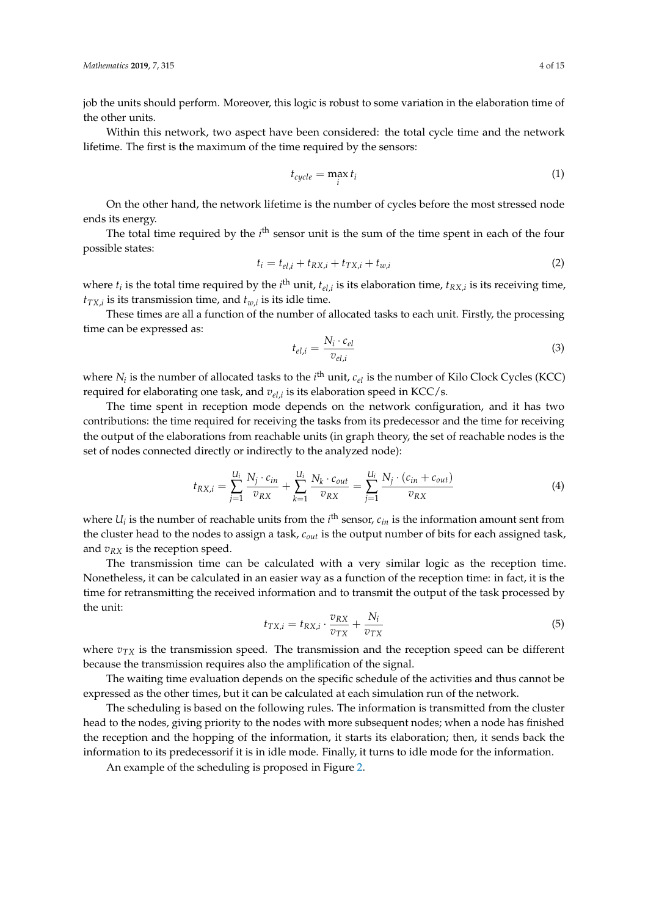job the units should perform. Moreover, this logic is robust to some variation in the elaboration time of the other units.

Within this network, two aspect have been considered: the total cycle time and the network lifetime. The first is the maximum of the time required by the sensors:

$$t_{cycle} = \max_{i} t_i \tag{1}$$

On the other hand, the network lifetime is the number of cycles before the most stressed node ends its energy.

The total time required by the $i^{\text{th}}$ sensor unit is the sum of the time spent in each of the four possible states:

$$t_i = t_{el,i} + t_{RX,i} + t_{TX,i} + t_{w,i} \tag{2}$$

where $t_i$ is the total time required by the $i^{\text{th}}$ unit, $t_{el,i}$ is its elaboration time, $t_{RX,i}$ is its receiving time, $t_{TX,i}$ is its transmission time, and $t_{w,i}$ is its idle time.

These times are all a function of the number of allocated tasks to each unit. Firstly, the processing time can be expressed as:

$$t_{el,i} = \frac{N_i \cdot c_{el}}{v_{el,i}} \tag{3}$$

where $N_i$ is the number of allocated tasks to the $i^{\text{th}}$ unit, $c_{el}$ is the number of Kilo Clock Cycles (KCC) required for elaborating one task, and $v_{el,i}$ is its elaboration speed in KCC/s.

The time spent in reception mode depends on the network configuration, and it has two contributions: the time required for receiving the tasks from its predecessor and the time for receiving the output of the elaborations from reachable units (in graph theory, the set of reachable nodes is the set of nodes connected directly or indirectly to the analyzed node):

$$t_{RX,i} = \sum_{j=1}^{U_i} \frac{N_j \cdot c_{in}}{v_{RX}} + \sum_{k=1}^{U_i} \frac{N_k \cdot c_{out}}{v_{RX}} = \sum_{j=1}^{U_i} \frac{N_j \cdot (c_{in} + c_{out})}{v_{RX}} \tag{4}$$

where $U_i$ is the number of reachable units from the $i^{\text{th}}$ sensor, $c_{in}$ is the information amount sent from the cluster head to the nodes to assign a task, $c_{out}$ is the output number of bits for each assigned task, and $v_{RX}$ is the reception speed.

The transmission time can be calculated with a very similar logic as the reception time. Nonetheless, it can be calculated in an easier way as a function of the reception time: in fact, it is the time for retransmitting the received information and to transmit the output of the task processed by the unit:

$$t_{TX,i} = t_{RX,i} \cdot \frac{v_{RX}}{v_{TX}} + \frac{N_i}{v_{TX}} \tag{5}$$

where $v_{TX}$ is the transmission speed. The transmission and the reception speed can be different because the transmission requires also the amplification of the signal.

The waiting time evaluation depends on the specific schedule of the activities and thus cannot be expressed as the other times, but it can be calculated at each simulation run of the network.

The scheduling is based on the following rules. The information is transmitted from the cluster head to the nodes, giving priority to the nodes with more subsequent nodes; when a node has finished the reception and the hopping of the information, it starts its elaboration; then, it sends back the information to its predecessorif it is in idle mode. Finally, it turns to idle mode for the information.

An example of the scheduling is proposed in Figure 2.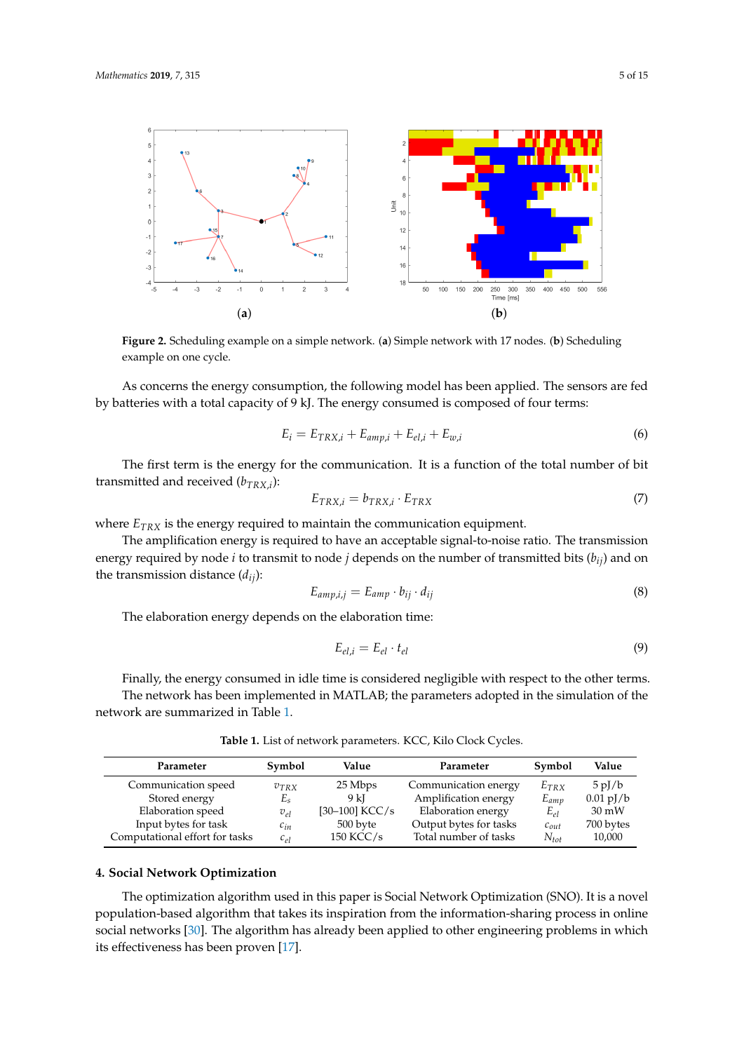Figure 2. Scheduling example on a simple network. (a) Simple network with 17 nodes. (b) Scheduling example on one cycle.

As concerns the energy consumption, the following model has been applied. The sensors are fed by batteries with a total capacity of 9 kJ. The energy consumed is composed of four terms:

$$E_i = E_{TRX,i} + E_{amp,i} + E_{el,i} + E_{w,i} \tag{6}$$

The first term is the energy for the communication. It is a function of the total number of bit transmitted and received ($b_{TRX,i}$):

$$E_{TRX,i} = b_{TRX,i} \cdot E_{TRX} \tag{7}$$

where $E_{TRX}$ is the energy required to maintain the communication equipment.

The amplification energy is required to have an acceptable signal-to-noise ratio. The transmission energy required by node $i$ to transmit to node $j$ depends on the number of transmitted bits ($b_{ij}$) and on the transmission distance ($d_{ij}$):

$$E_{amp,i,j} = E_{amp} \cdot b_{ij} \cdot d_{ij} \tag{8}$$

The elaboration energy depends on the elaboration time:

$$E_{el,i} = E_{el} \cdot t_{el} \tag{9}$$

Finally, the energy consumed in idle time is considered negligible with respect to the other terms.

The network has been implemented in MATLAB; the parameters adopted in the simulation of the network are summarized in Table 1.

Table 1. List of network parameters. KCC, Kilo Clock Cycles.

| Parameter | Symbol | Value | Parameter | Symbol | Value |
|---|---|---|---|---|---|
| Communication speed | $v_{TRX}$ | 25 Mbps | Communication energy | $E_{TRX}$ | 5 pJ/b |
| Stored energy | $E_s$ | 9 kJ | Amplification energy | $E_{amp}$ | 0.01 pJ/b |
| Elaboration speed | $v_{el}$ | [30–100] KCC/s | Elaboration energy | $E_{el}$ | 30 mW |
| Input bytes for task | $c_{in}$ | 500 byte | Output bytes for tasks | $c_{out}$ | 700 bytes |
| Computational effort for tasks | $c_{el}$ | 150 KCC/s | Total number of tasks | $N_{tot}$ | 10,000 |

## 4. Social Network Optimization

The optimization algorithm used in this paper is Social Network Optimization (SNO). It is a novel population-based algorithm that takes its inspiration from the information-sharing process in online social networks [30]. The algorithm has already been applied to other engineering problems in which its effectiveness has been proven [17].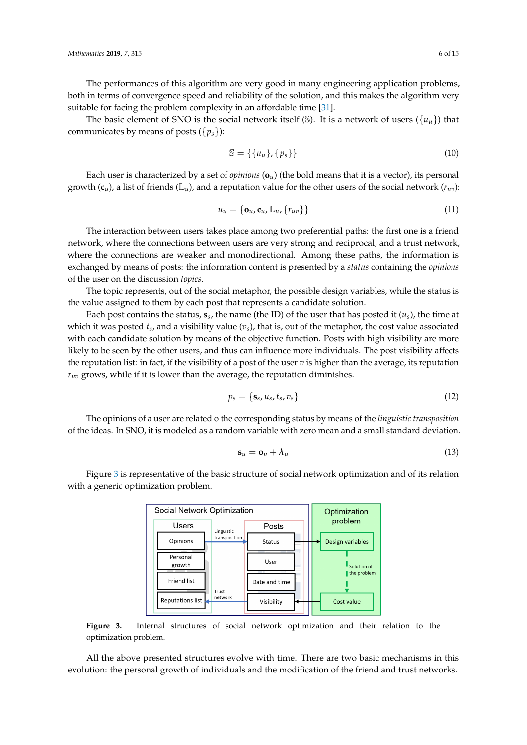The performances of this algorithm are very good in many engineering application problems, both in terms of convergence speed and reliability of the solution, and this makes the algorithm very suitable for facing the problem complexity in an affordable time [31].

The basic element of SNO is the social network itself ($\mathbb{S}$). It is a network of users ($\{u_u\}$) that communicates by means of posts ($\{p_s\}$):

$$\mathbb{S} = \{\{u_u\}, \{p_s\}\} \tag{10}$$

Each user is characterized by a set of *opinions* ($\mathbf{o}_u$) (the bold means that it is a vector), its personal growth ($\mathbf{c}_u$), a list of friends ($\mathbb{L}_u$), and a reputation value for the other users of the social network ($r_{uv}$):

$$u_u = \{\mathbf{o}_u, \mathbf{c}_u, \mathbb{L}_u, \{r_{uv}\}\} \tag{11}$$

The interaction between users takes place among two preferential paths: the first one is a friend network, where the connections between users are very strong and reciprocal, and a trust network, where the connections are weaker and monodirectional. Among these paths, the information is exchanged by means of posts: the information content is presented by a *status* containing the *opinions* of the user on the discussion *topics*.

The topic represents, out of the social metaphor, the possible design variables, while the status is the value assigned to them by each post that represents a candidate solution.

Each post contains the status, $\mathbf{s}_s$, the name (the ID) of the user that has posted it ($u_s$), the time at which it was posted $t_s$, and a visibility value ($v_s$), that is, out of the metaphor, the cost value associated with each candidate solution by means of the objective function. Posts with high visibility are more likely to be seen by the other users, and thus can influence more individuals. The post visibility affects the reputation list: in fact, if the visibility of a post of the user $v$ is higher than the average, its reputation $r_{uv}$ grows, while if it is lower than the average, the reputation diminishes.

$$p_s = \{\mathbf{s}_s, u_s, t_s, v_s\} \tag{12}$$

The opinions of a user are related o the corresponding status by means of the *linguistic transposition* of the ideas. In SNO, it is modeled as a random variable with zero mean and a small standard deviation.

$$\mathbf{s}_u = \mathbf{o}_u + \boldsymbol{\lambda}_u \tag{13}$$

Figure 3 is representative of the basic structure of social network optimization and of its relation with a generic optimization problem.

**Figure 3.** Internal structures of social network optimization and their relation to the optimization problem.

All the above presented structures evolve with time. There are two basic mechanisms in this evolution: the personal growth of individuals and the modification of the friend and trust networks.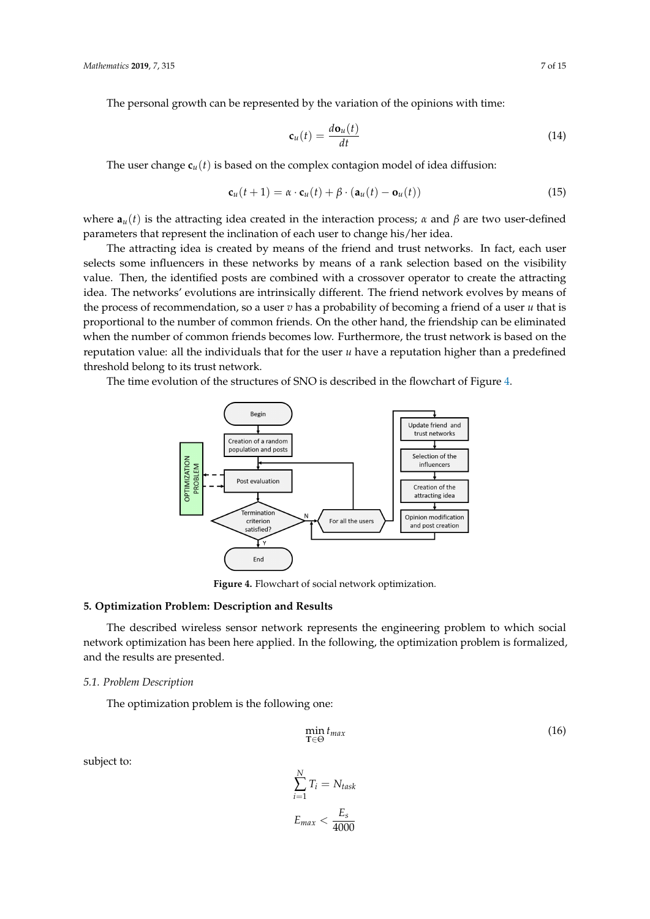The personal growth can be represented by the variation of the opinions with time:

$$\mathbf{c}_u(t) = \frac{d\mathbf{o}_u(t)}{dt} \tag{14}$$

The user change $\mathbf{c}_u(t)$ is based on the complex contagion model of idea diffusion:

$$\mathbf{c}_u(t+1) = \alpha \cdot \mathbf{c}_u(t) + \beta \cdot (\mathbf{a}_u(t) - \mathbf{o}_u(t)) \tag{15}$$

where $\mathbf{a}_u(t)$ is the attracting idea created in the interaction process; $\alpha$ and $\beta$ are two user-defined parameters that represent the inclination of each user to change his/her idea.

The attracting idea is created by means of the friend and trust networks. In fact, each user selects some influencers in these networks by means of a rank selection based on the visibility value. Then, the identified posts are combined with a crossover operator to create the attracting idea. The networks' evolutions are intrinsically different. The friend network evolves by means of the process of recommendation, so a user $v$ has a probability of becoming a friend of a user $u$ that is proportional to the number of common friends. On the other hand, the friendship can be eliminated when the number of common friends becomes low. Furthermore, the trust network is based on the reputation value: all the individuals that for the user $u$ have a reputation higher than a predefined threshold belong to its trust network.

The time evolution of the structures of SNO is described in the flowchart of Figure 4.

**Figure 4.** Flowchart of social network optimization.

## 5. Optimization Problem: Description and Results

The described wireless sensor network represents the engineering problem to which social network optimization has been here applied. In the following, the optimization problem is formalized, and the results are presented.

### *5.1. Problem Description*

The optimization problem is the following one:

$$\min_{\mathbf{T} \in \Theta} t_{max} \tag{16}$$

subject to:

$$\sum_{i=1}^{N} T_i = N_{task}$$

$$E_{max} < \frac{E_s}{4000}$$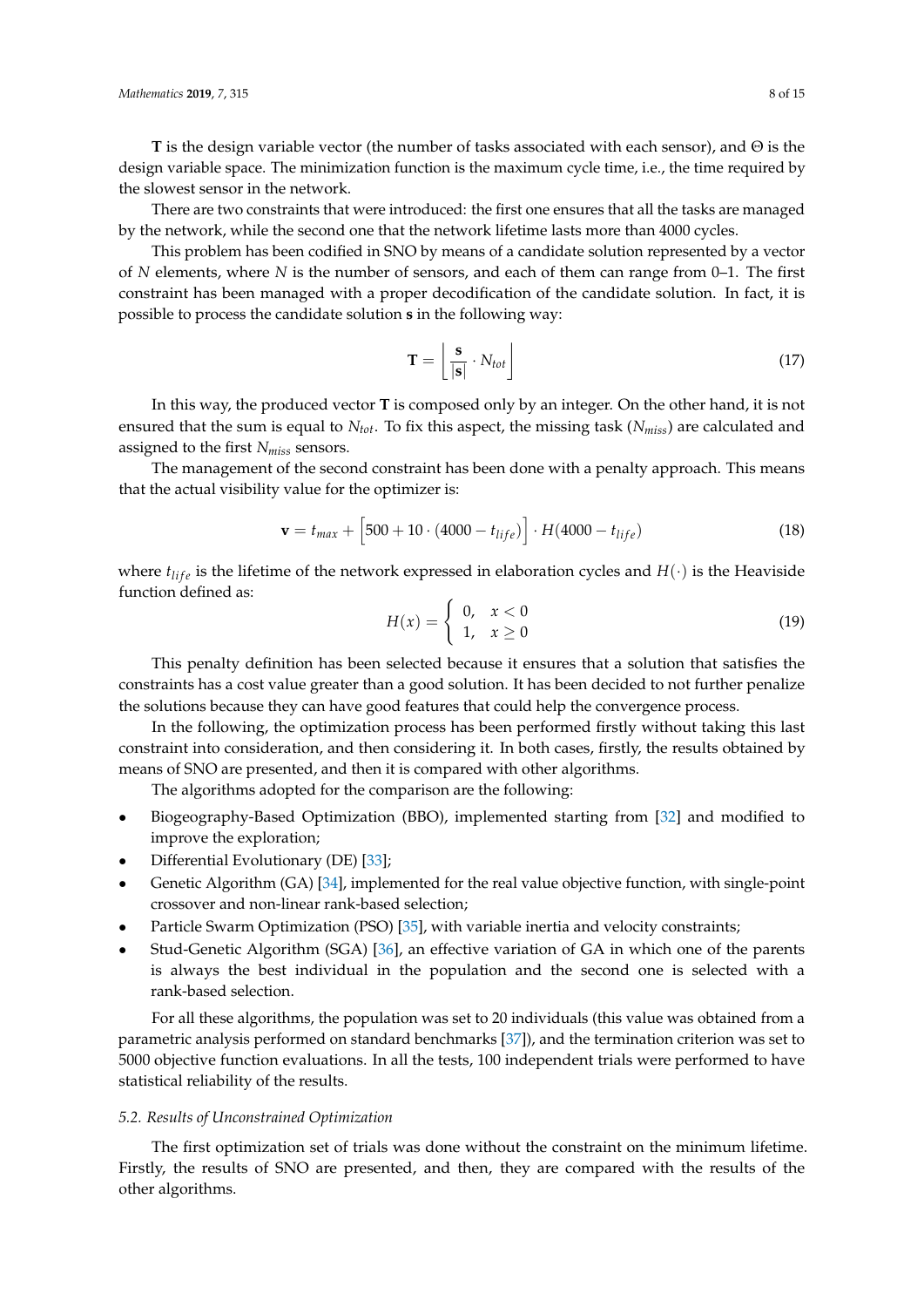**T** is the design variable vector (the number of tasks associated with each sensor), and $\Theta$ is the design variable space. The minimization function is the maximum cycle time, i.e., the time required by the slowest sensor in the network.

There are two constraints that were introduced: the first one ensures that all the tasks are managed by the network, while the second one that the network lifetime lasts more than 4000 cycles.

This problem has been codified in SNO by means of a candidate solution represented by a vector of $N$ elements, where $N$ is the number of sensors, and each of them can range from 0–1. The first constraint has been managed with a proper decodification of the candidate solution. In fact, it is possible to process the candidate solution **s** in the following way:

$$\mathbf{T} = \left\lfloor \frac{\mathbf{s}}{|\mathbf{s}|} \cdot N_{tot} \right\rfloor \tag{17}$$

In this way, the produced vector **T** is composed only by an integer. On the other hand, it is not ensured that the sum is equal to $N_{tot}$. To fix this aspect, the missing task ($N_{miss}$) are calculated and assigned to the first $N_{miss}$ sensors.

The management of the second constraint has been done with a penalty approach. This means that the actual visibility value for the optimizer is:

$$\mathbf{v} = t_{max} + \left[500 + 10 \cdot (4000 - t_{life})\right] \cdot H(4000 - t_{life}) \tag{18}$$

where $t_{life}$ is the lifetime of the network expressed in elaboration cycles and $H(\cdot)$ is the Heaviside function defined as:

$$H(x) = \begin{cases} 0, & x < 0 \\ 1, & x \geq 0 \end{cases} \tag{19}$$

This penalty definition has been selected because it ensures that a solution that satisfies the constraints has a cost value greater than a good solution. It has been decided to not further penalize the solutions because they can have good features that could help the convergence process.

In the following, the optimization process has been performed firstly without taking this last constraint into consideration, and then considering it. In both cases, firstly, the results obtained by means of SNO are presented, and then it is compared with other algorithms.

The algorithms adopted for the comparison are the following:

- Biogeography-Based Optimization (BBO), implemented starting from [32] and modified to improve the exploration;
- Differential Evolutionary (DE) [33];
- Genetic Algorithm (GA) [34], implemented for the real value objective function, with single-point crossover and non-linear rank-based selection;
- Particle Swarm Optimization (PSO) [35], with variable inertia and velocity constraints;
- Stud-Genetic Algorithm (SGA) [36], an effective variation of GA in which one of the parents is always the best individual in the population and the second one is selected with a rank-based selection.

For all these algorithms, the population was set to 20 individuals (this value was obtained from a parametric analysis performed on standard benchmarks [37]), and the termination criterion was set to 5000 objective function evaluations. In all the tests, 100 independent trials were performed to have statistical reliability of the results.

### 5.2. Results of Unconstrained Optimization

The first optimization set of trials was done without the constraint on the minimum lifetime. Firstly, the results of SNO are presented, and then, they are compared with the results of the other algorithms.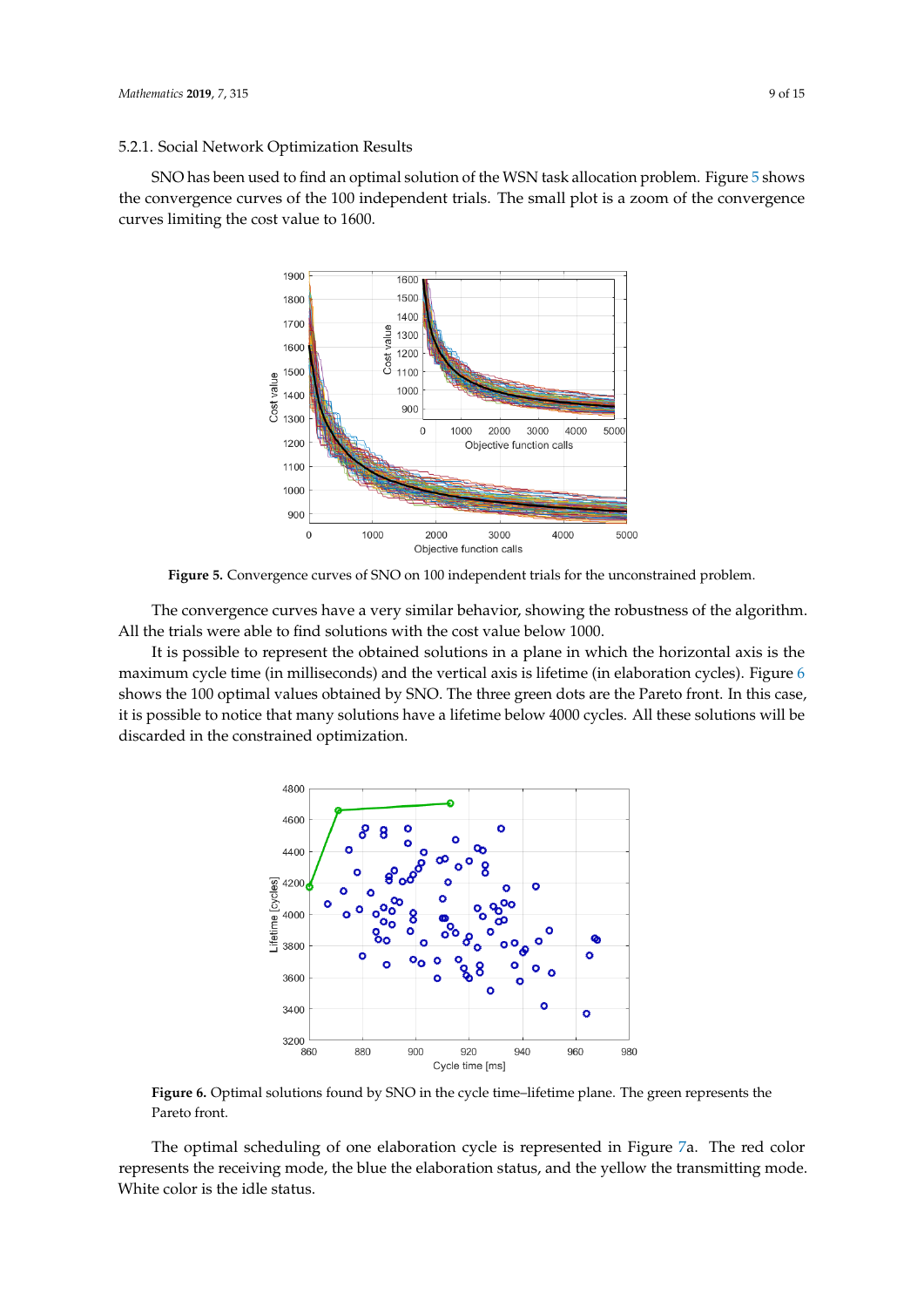#### 5.2.1. Social Network Optimization Results

SNO has been used to find an optimal solution of the WSN task allocation problem. Figure 5 shows the convergence curves of the 100 independent trials. The small plot is a zoom of the convergence curves limiting the cost value to 1600.

**Figure 5.** Convergence curves of SNO on 100 independent trials for the unconstrained problem.

The convergence curves have a very similar behavior, showing the robustness of the algorithm. All the trials were able to find solutions with the cost value below 1000.

It is possible to represent the obtained solutions in a plane in which the horizontal axis is the maximum cycle time (in milliseconds) and the vertical axis is lifetime (in elaboration cycles). Figure 6 shows the 100 optimal values obtained by SNO. The three green dots are the Pareto front. In this case, it is possible to notice that many solutions have a lifetime below 4000 cycles. All these solutions will be discarded in the constrained optimization.

**Figure 6.** Optimal solutions found by SNO in the cycle time–lifetime plane. The green represents the Pareto front.

The optimal scheduling of one elaboration cycle is represented in Figure 7a. The red color represents the receiving mode, the blue the elaboration status, and the yellow the transmitting mode. White color is the idle status.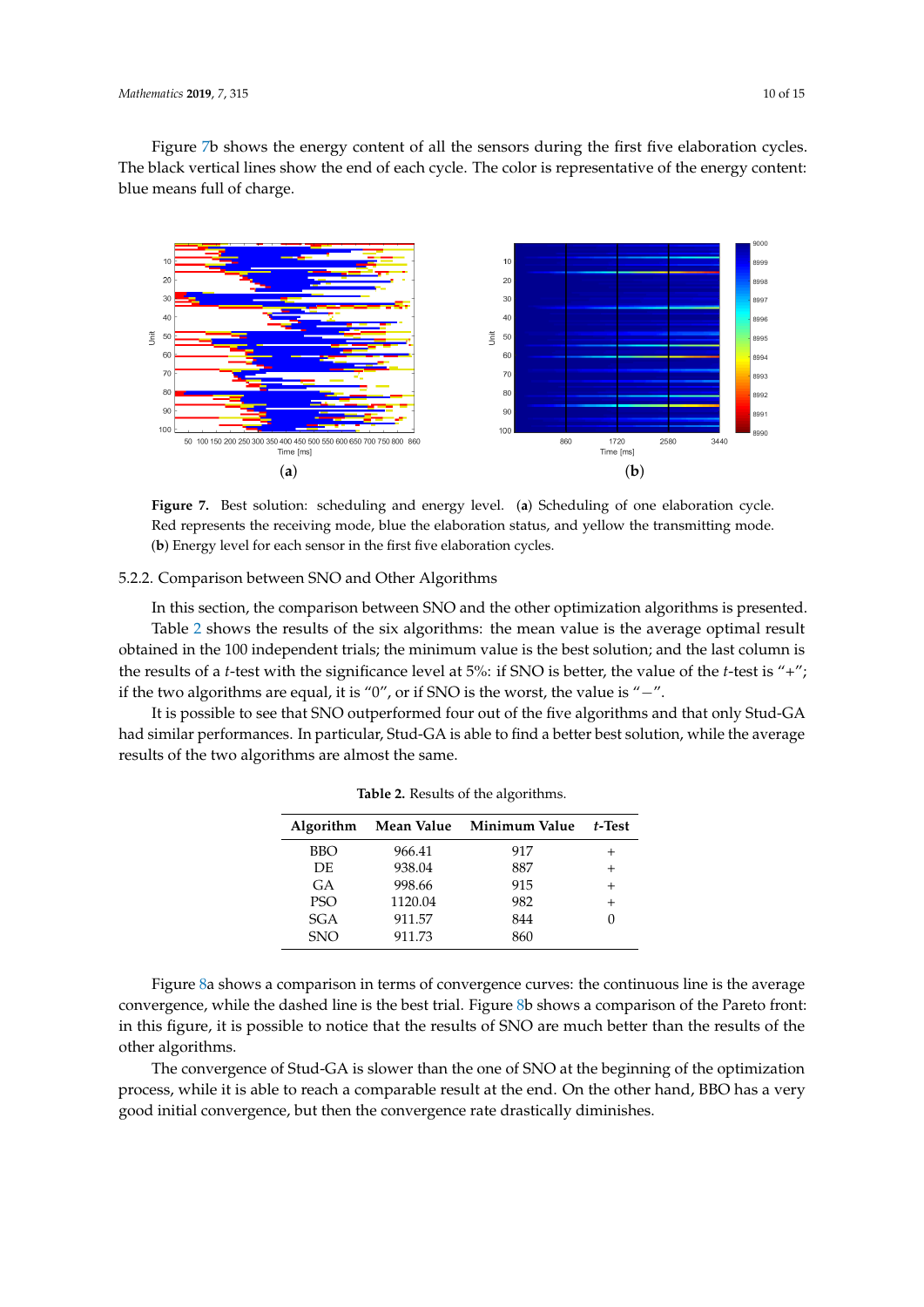Figure 7b shows the energy content of all the sensors during the first five elaboration cycles. The black vertical lines show the end of each cycle. The color is representative of the energy content: blue means full of charge.

**Figure 7.** Best solution: scheduling and energy level. (**a**) Scheduling of one elaboration cycle. Red represents the receiving mode, blue the elaboration status, and yellow the transmitting mode. (**b**) Energy level for each sensor in the first five elaboration cycles.

#### 5.2.2. Comparison between SNO and Other Algorithms

In this section, the comparison between SNO and the other optimization algorithms is presented.

Table 2 shows the results of the six algorithms: the mean value is the average optimal result obtained in the 100 independent trials; the minimum value is the best solution; and the last column is the results of a *t*-test with the significance level at 5%: if SNO is better, the value of the *t*-test is "+"; if the two algorithms are equal, it is "0", or if SNO is the worst, the value is "−".

It is possible to see that SNO outperformed four out of the five algorithms and that only Stud-GA had similar performances. In particular, Stud-GA is able to find a better best solution, while the average results of the two algorithms are almost the same.

**Table 2.** Results of the algorithms.

| Algorithm | Mean Value | Minimum Value | *t*-Test |
|---|---|---|---|
| BBO | 966.41 | 917 | + |
| DE | 938.04 | 887 | + |
| GA | 998.66 | 915 | + |
| PSO | 1120.04 | 982 | + |
| SGA | 911.57 | 844 | 0 |
| SNO | 911.73 | 860 | |

Figure 8a shows a comparison in terms of convergence curves: the continuous line is the average convergence, while the dashed line is the best trial. Figure 8b shows a comparison of the Pareto front: in this figure, it is possible to notice that the results of SNO are much better than the results of the other algorithms.

The convergence of Stud-GA is slower than the one of SNO at the beginning of the optimization process, while it is able to reach a comparable result at the end. On the other hand, BBO has a very good initial convergence, but then the convergence rate drastically diminishes.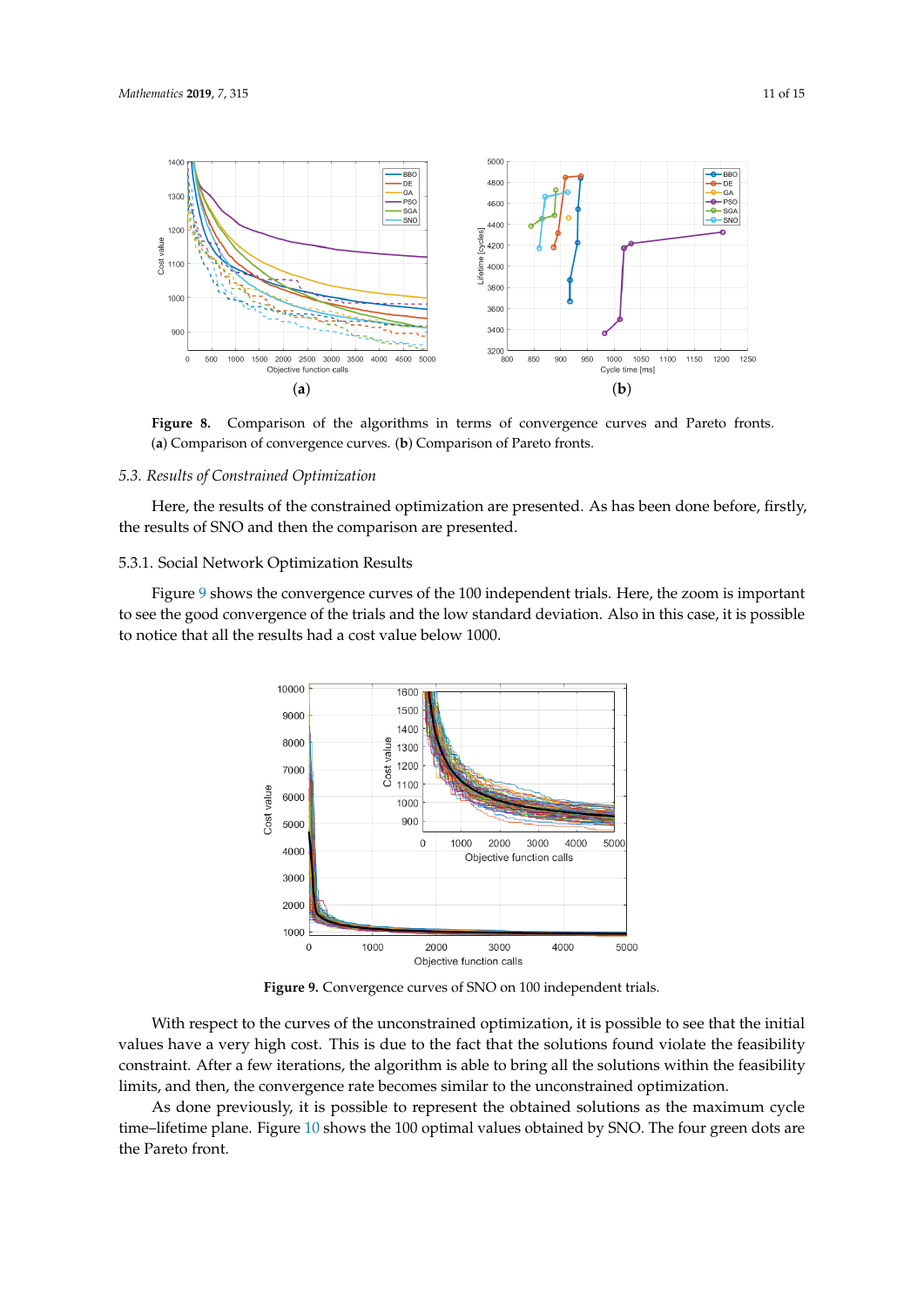**Figure 8.** Comparison of the algorithms in terms of convergence curves and Pareto fronts. (**a**) Comparison of convergence curves. (**b**) Comparison of Pareto fronts.

### 5.3. Results of Constrained Optimization

Here, the results of the constrained optimization are presented. As has been done before, firstly, the results of SNO and then the comparison are presented.

#### 5.3.1. Social Network Optimization Results

Figure 9 shows the convergence curves of the 100 independent trials. Here, the zoom is important to see the good convergence of the trials and the low standard deviation. Also in this case, it is possible to notice that all the results had a cost value below 1000.

**Figure 9.** Convergence curves of SNO on 100 independent trials.

With respect to the curves of the unconstrained optimization, it is possible to see that the initial values have a very high cost. This is due to the fact that the solutions found violate the feasibility constraint. After a few iterations, the algorithm is able to bring all the solutions within the feasibility limits, and then, the convergence rate becomes similar to the unconstrained optimization.

As done previously, it is possible to represent the obtained solutions as the maximum cycle time–lifetime plane. Figure 10 shows the 100 optimal values obtained by SNO. The four green dots are the Pareto front.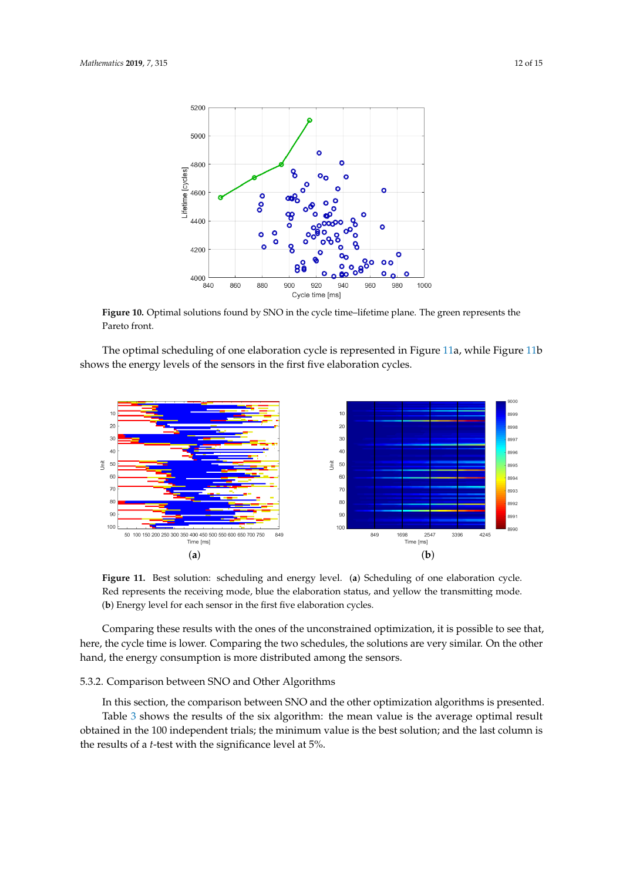**Figure 10.** Optimal solutions found by SNO in the cycle time–lifetime plane. The green represents the Pareto front.

The optimal scheduling of one elaboration cycle is represented in Figure 11a, while Figure 11b shows the energy levels of the sensors in the first five elaboration cycles.

**Figure 11.** Best solution: scheduling and energy level. (**a**) Scheduling of one elaboration cycle. Red represents the receiving mode, blue the elaboration status, and yellow the transmitting mode. (**b**) Energy level for each sensor in the first five elaboration cycles.

Comparing these results with the ones of the unconstrained optimization, it is possible to see that, here, the cycle time is lower. Comparing the two schedules, the solutions are very similar. On the other hand, the energy consumption is more distributed among the sensors.

### 5.3.2. Comparison between SNO and Other Algorithms

In this section, the comparison between SNO and the other optimization algorithms is presented. Table 3 shows the results of the six algorithm: the mean value is the average optimal result obtained in the 100 independent trials; the minimum value is the best solution; and the last column is the results of a *t*-test with the significance level at 5%.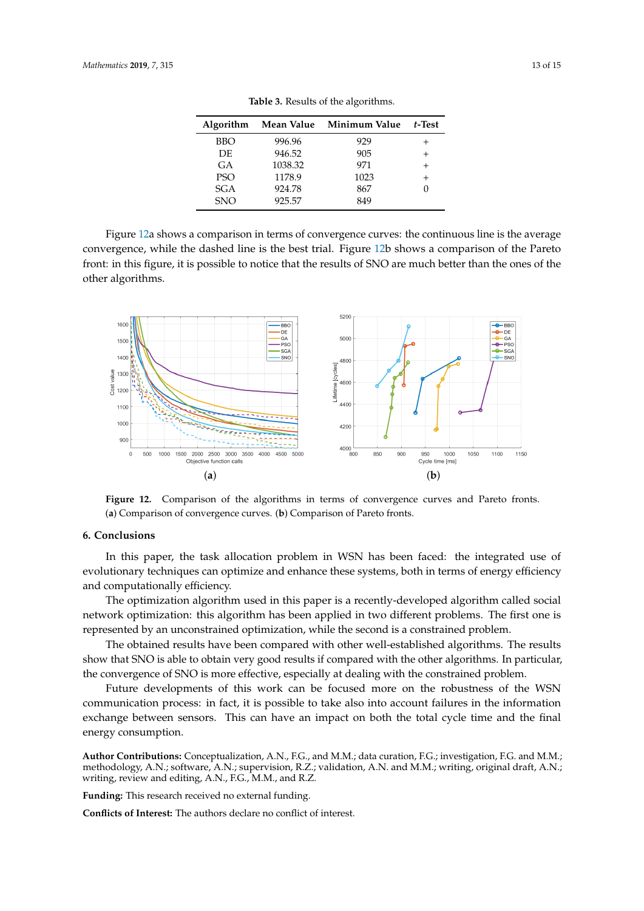**Table 3.** Results of the algorithms.

| Algorithm | Mean Value | Minimum Value | *t*-Test |
|---|---|---|---|
| BBO | 996.96 | 929 | + |
| DE | 946.52 | 905 | + |
| GA | 1038.32 | 971 | + |
| PSO | 1178.9 | 1023 | + |
| SGA | 924.78 | 867 | 0 |
| SNO | 925.57 | 849 | |

Figure 12a shows a comparison in terms of convergence curves: the continuous line is the average convergence, while the dashed line is the best trial. Figure 12b shows a comparison of the Pareto front: in this figure, it is possible to notice that the results of SNO are much better than the ones of the other algorithms.

Cost value
1600
1500
1400
1300
1200
1100
1000
900
0 500 1000 1500 2000 2500 3000 3500 4000 4500 5000
Objective function calls
BBO
DE
GA
PSO
SGA
SNO

(**a**)

Lifetime [cycles]
5200
5000
4800
4600
4400
4200
4000
800 850 900 950 1000 1050 1100 1150
Cycle time [ms]
BBO
DE
GA
PSO
SGA
SNO

(**b**)

**Figure 12.** Comparison of the algorithms in terms of convergence curves and Pareto fronts. (**a**) Comparison of convergence curves. (**b**) Comparison of Pareto fronts.

## 6. Conclusions

In this paper, the task allocation problem in WSN has been faced: the integrated use of evolutionary techniques can optimize and enhance these systems, both in terms of energy efficiency and computationally efficiency.

The optimization algorithm used in this paper is a recently-developed algorithm called social network optimization: this algorithm has been applied in two different problems. The first one is represented by an unconstrained optimization, while the second is a constrained problem.

The obtained results have been compared with other well-established algorithms. The results show that SNO is able to obtain very good results if compared with the other algorithms. In particular, the convergence of SNO is more effective, especially at dealing with the constrained problem.

Future developments of this work can be focused more on the robustness of the WSN communication process: in fact, it is possible to take also into account failures in the information exchange between sensors. This can have an impact on both the total cycle time and the final energy consumption.

**Author Contributions:** Conceptualization, A.N., F.G., and M.M.; data curation, F.G.; investigation, F.G. and M.M.; methodology, A.N.; software, A.N.; supervision, R.Z.; validation, A.N. and M.M.; writing, original draft, A.N.; writing, review and editing, A.N., F.G., M.M., and R.Z.

**Funding:** This research received no external funding.

**Conflicts of Interest:** The authors declare no conflict of interest.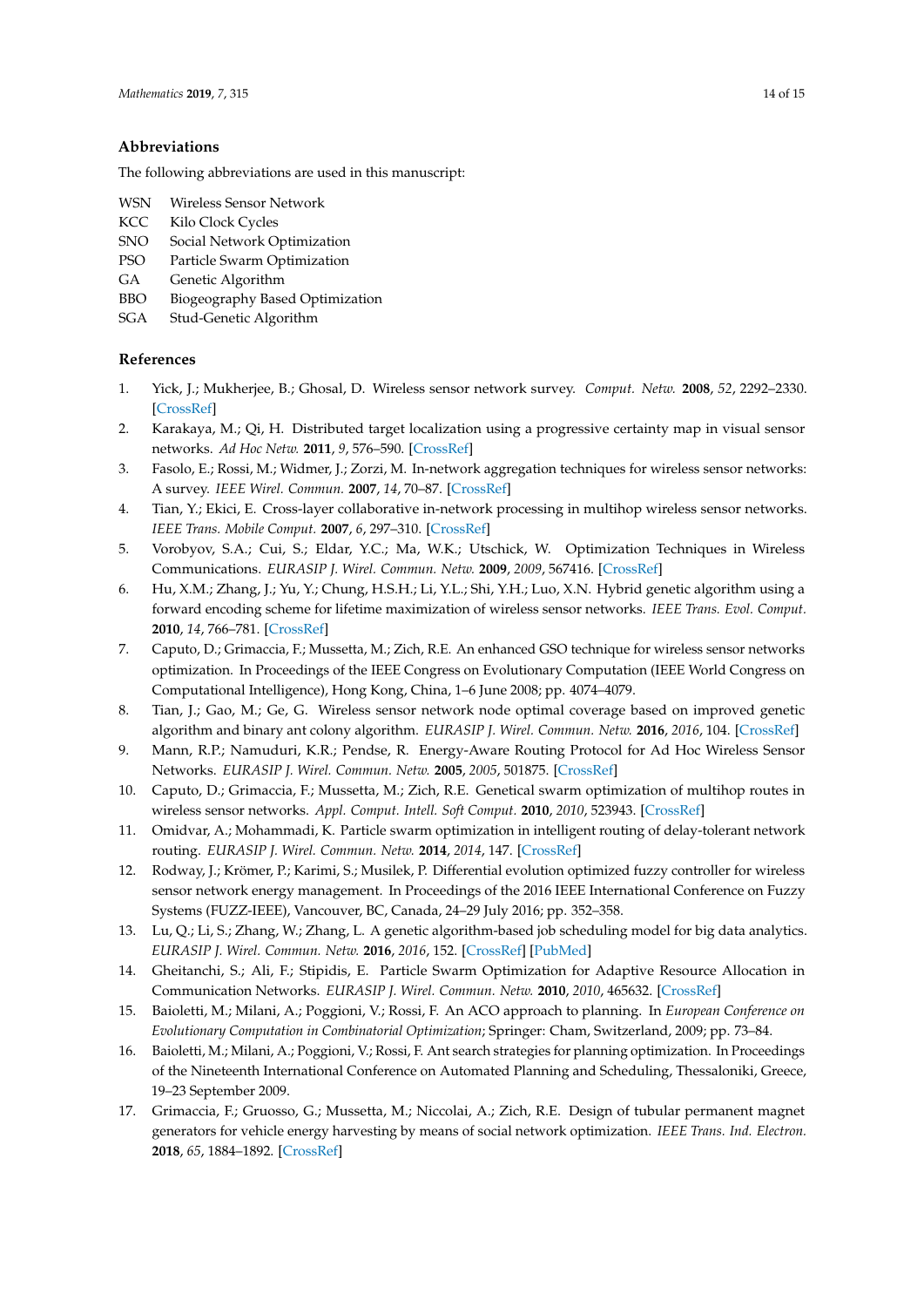## Abbreviations

The following abbreviations are used in this manuscript:

| | |
|---|---|
| WSN | Wireless Sensor Network |
| KCC | Kilo Clock Cycles |
| SNO | Social Network Optimization |
| PSO | Particle Swarm Optimization |
| GA | Genetic Algorithm |
| BBO | Biogeography Based Optimization |
| SGA | Stud-Genetic Algorithm |

## References

1. Yick, J.; Mukherjee, B.; Ghosal, D. Wireless sensor network survey. *Comput. Netw.* **2008**, *52*, 2292–2330. [CrossRef]
2. Karakaya, M.; Qi, H. Distributed target localization using a progressive certainty map in visual sensor networks. *Ad Hoc Netw.* **2011**, *9*, 576–590. [CrossRef]
3. Fasolo, E.; Rossi, M.; Widmer, J.; Zorzi, M. In-network aggregation techniques for wireless sensor networks: A survey. *IEEE Wirel. Commun.* **2007**, *14*, 70–87. [CrossRef]
4. Tian, Y.; Ekici, E. Cross-layer collaborative in-network processing in multihop wireless sensor networks. *IEEE Trans. Mobile Comput.* **2007**, *6*, 297–310. [CrossRef]
5. Vorobyov, S.A.; Cui, S.; Eldar, Y.C.; Ma, W.K.; Utschick, W. Optimization Techniques in Wireless Communications. *EURASIP J. Wirel. Commun. Netw.* **2009**, *2009*, 567416. [CrossRef]
6. Hu, X.M.; Zhang, J.; Yu, Y.; Chung, H.S.H.; Li, Y.L.; Shi, Y.H.; Luo, X.N. Hybrid genetic algorithm using a forward encoding scheme for lifetime maximization of wireless sensor networks. *IEEE Trans. Evol. Comput.* **2010**, *14*, 766–781. [CrossRef]
7. Caputo, D.; Grimaccia, F.; Mussetta, M.; Zich, R.E. An enhanced GSO technique for wireless sensor networks optimization. In Proceedings of the IEEE Congress on Evolutionary Computation (IEEE World Congress on Computational Intelligence), Hong Kong, China, 1–6 June 2008; pp. 4074–4079.
8. Tian, J.; Gao, M.; Ge, G. Wireless sensor network node optimal coverage based on improved genetic algorithm and binary ant colony algorithm. *EURASIP J. Wirel. Commun. Netw.* **2016**, *2016*, 104. [CrossRef]
9. Mann, R.P.; Namuduri, K.R.; Pendse, R. Energy-Aware Routing Protocol for Ad Hoc Wireless Sensor Networks. *EURASIP J. Wirel. Commun. Netw.* **2005**, *2005*, 501875. [CrossRef]
10. Caputo, D.; Grimaccia, F.; Mussetta, M.; Zich, R.E. Genetical swarm optimization of multihop routes in wireless sensor networks. *Appl. Comput. Intell. Soft Comput.* **2010**, *2010*, 523943. [CrossRef]
11. Omidvar, A.; Mohammadi, K. Particle swarm optimization in intelligent routing of delay-tolerant network routing. *EURASIP J. Wirel. Commun. Netw.* **2014**, *2014*, 147. [CrossRef]
12. Rodway, J.; Krömer, P.; Karimi, S.; Musilek, P. Differential evolution optimized fuzzy controller for wireless sensor network energy management. In Proceedings of the 2016 IEEE International Conference on Fuzzy Systems (FUZZ-IEEE), Vancouver, BC, Canada, 24–29 July 2016; pp. 352–358.
13. Lu, Q.; Li, S.; Zhang, W.; Zhang, L. A genetic algorithm-based job scheduling model for big data analytics. *EURASIP J. Wirel. Commun. Netw.* **2016**, *2016*, 152. [CrossRef] [PubMed]
14. Gheitanchi, S.; Ali, F.; Stipidis, E. Particle Swarm Optimization for Adaptive Resource Allocation in Communication Networks. *EURASIP J. Wirel. Commun. Netw.* **2010**, *2010*, 465632. [CrossRef]
15. Baioletti, M.; Milani, A.; Poggioni, V.; Rossi, F. An ACO approach to planning. In *European Conference on Evolutionary Computation in Combinatorial Optimization*; Springer: Cham, Switzerland, 2009; pp. 73–84.
16. Baioletti, M.; Milani, A.; Poggioni, V.; Rossi, F. Ant search strategies for planning optimization. In Proceedings of the Nineteenth International Conference on Automated Planning and Scheduling, Thessaloniki, Greece, 19–23 September 2009.
17. Grimaccia, F.; Gruosso, G.; Mussetta, M.; Niccolai, A.; Zich, R.E. Design of tubular permanent magnet generators for vehicle energy harvesting by means of social network optimization. *IEEE Trans. Ind. Electron.* **2018**, *65*, 1884–1892. [CrossRef]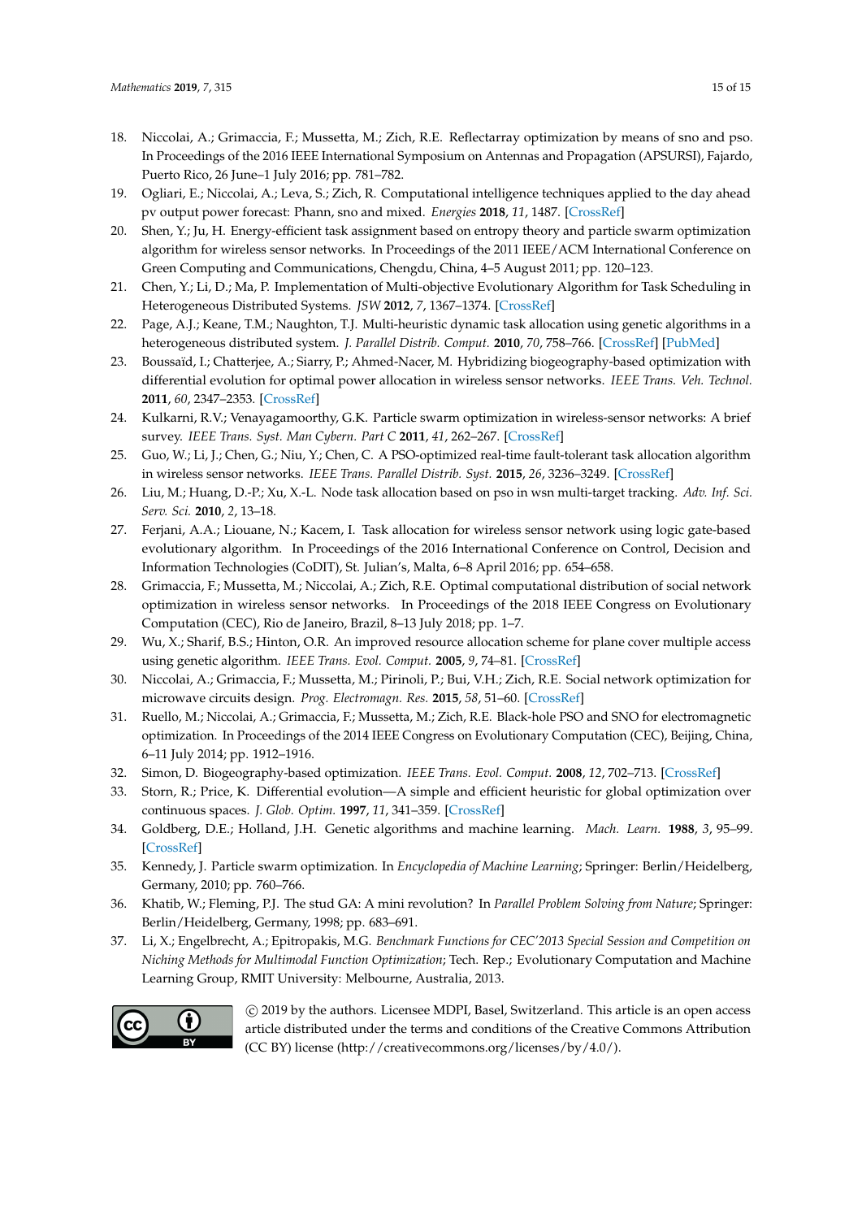18. Niccolai, A.; Grimaccia, F.; Mussetta, M.; Zich, R.E. Reflectarray optimization by means of sno and pso. In Proceedings of the 2016 IEEE International Symposium on Antennas and Propagation (APSURSI), Fajardo, Puerto Rico, 26 June–1 July 2016; pp. 781–782.
19. Ogliari, E.; Niccolai, A.; Leva, S.; Zich, R. Computational intelligence techniques applied to the day ahead pv output power forecast: Phann, sno and mixed. *Energies* **2018**, *11*, 1487. [CrossRef]
20. Shen, Y.; Ju, H. Energy-efficient task assignment based on entropy theory and particle swarm optimization algorithm for wireless sensor networks. In Proceedings of the 2011 IEEE/ACM International Conference on Green Computing and Communications, Chengdu, China, 4–5 August 2011; pp. 120–123.
21. Chen, Y.; Li, D.; Ma, P. Implementation of Multi-objective Evolutionary Algorithm for Task Scheduling in Heterogeneous Distributed Systems. *JSW* **2012**, *7*, 1367–1374. [CrossRef]
22. Page, A.J.; Keane, T.M.; Naughton, T.J. Multi-heuristic dynamic task allocation using genetic algorithms in a heterogeneous distributed system. *J. Parallel Distrib. Comput.* **2010**, *70*, 758–766. [CrossRef] [PubMed]
23. Boussaïd, I.; Chatterjee, A.; Siarry, P.; Ahmed-Nacer, M. Hybridizing biogeography-based optimization with differential evolution for optimal power allocation in wireless sensor networks. *IEEE Trans. Veh. Technol.* **2011**, *60*, 2347–2353. [CrossRef]
24. Kulkarni, R.V.; Venayagamoorthy, G.K. Particle swarm optimization in wireless-sensor networks: A brief survey. *IEEE Trans. Syst. Man Cybern. Part C* **2011**, *41*, 262–267. [CrossRef]
25. Guo, W.; Li, J.; Chen, G.; Niu, Y.; Chen, C. A PSO-optimized real-time fault-tolerant task allocation algorithm in wireless sensor networks. *IEEE Trans. Parallel Distrib. Syst.* **2015**, *26*, 3236–3249. [CrossRef]
26. Liu, M.; Huang, D.-P.; Xu, X.-L. Node task allocation based on pso in wsn multi-target tracking. *Adv. Inf. Sci. Serv. Sci.* **2010**, *2*, 13–18.
27. Ferjani, A.A.; Liouane, N.; Kacem, I. Task allocation for wireless sensor network using logic gate-based evolutionary algorithm. In Proceedings of the 2016 International Conference on Control, Decision and Information Technologies (CoDIT), St. Julian's, Malta, 6–8 April 2016; pp. 654–658.
28. Grimaccia, F.; Mussetta, M.; Niccolai, A.; Zich, R.E. Optimal computational distribution of social network optimization in wireless sensor networks. In Proceedings of the 2018 IEEE Congress on Evolutionary Computation (CEC), Rio de Janeiro, Brazil, 8–13 July 2018; pp. 1–7.
29. Wu, X.; Sharif, B.S.; Hinton, O.R. An improved resource allocation scheme for plane cover multiple access using genetic algorithm. *IEEE Trans. Evol. Comput.* **2005**, *9*, 74–81. [CrossRef]
30. Niccolai, A.; Grimaccia, F.; Mussetta, M.; Pirinoli, P.; Bui, V.H.; Zich, R.E. Social network optimization for microwave circuits design. *Prog. Electromagn. Res.* **2015**, *58*, 51–60. [CrossRef]
31. Ruello, M.; Niccolai, A.; Grimaccia, F.; Mussetta, M.; Zich, R.E. Black-hole PSO and SNO for electromagnetic optimization. In Proceedings of the 2014 IEEE Congress on Evolutionary Computation (CEC), Beijing, China, 6–11 July 2014; pp. 1912–1916.
32. Simon, D. Biogeography-based optimization. *IEEE Trans. Evol. Comput.* **2008**, *12*, 702–713. [CrossRef]
33. Storn, R.; Price, K. Differential evolution—A simple and efficient heuristic for global optimization over continuous spaces. *J. Glob. Optim.* **1997**, *11*, 341–359. [CrossRef]
34. Goldberg, D.E.; Holland, J.H. Genetic algorithms and machine learning. *Mach. Learn.* **1988**, *3*, 95–99. [CrossRef]
35. Kennedy, J. Particle swarm optimization. In *Encyclopedia of Machine Learning*; Springer: Berlin/Heidelberg, Germany, 2010; pp. 760–766.
36. Khatib, W.; Fleming, P.J. The stud GA: A mini revolution? In *Parallel Problem Solving from Nature*; Springer: Berlin/Heidelberg, Germany, 1998; pp. 683–691.
37. Li, X.; Engelbrecht, A.; Epitropakis, M.G. *Benchmark Functions for CEC'2013 Special Session and Competition on Niching Methods for Multimodal Function Optimization*; Tech. Rep.; Evolutionary Computation and Machine Learning Group, RMIT University: Melbourne, Australia, 2013.

© 2019 by the authors. Licensee MDPI, Basel, Switzerland. This article is an open access article distributed under the terms and conditions of the Creative Commons Attribution (CC BY) license (http://creativecommons.org/licenses/by/4.0/).